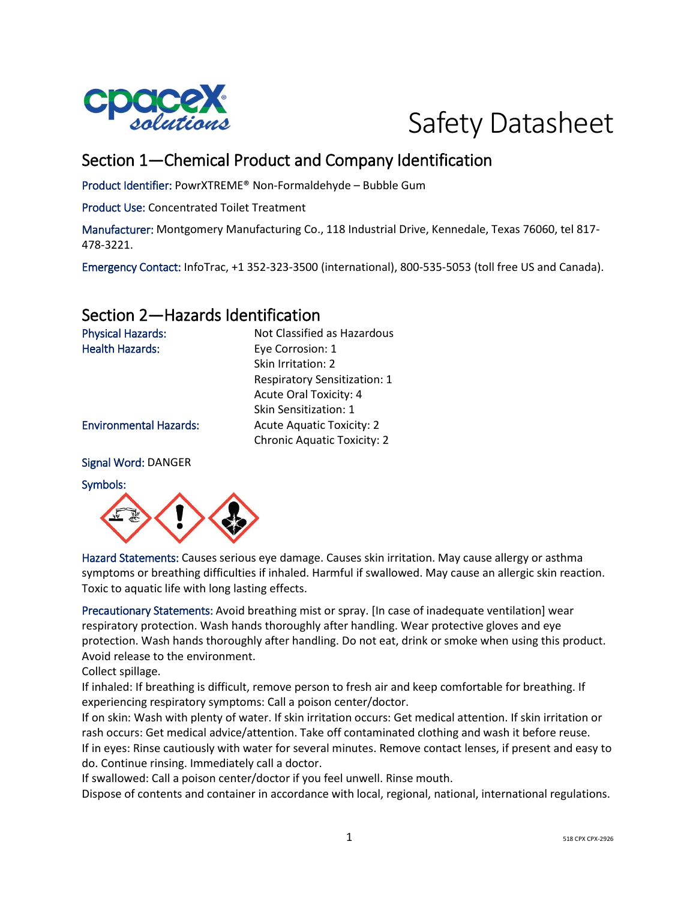# Safety Datasheet

## Section 1—Chemical Product and Company Identification

Product Identifier: PowrXTREME® Non-Formaldehyde – Bubble Gum

Product Use: Concentrated Toilet Treatment

Manufacturer: Montgomery Manufacturing Co., 118 Industrial Drive, Kennedale, Texas 76060, tel 817-478-3221.

Emergency Contact: InfoTrac, +1 352-323-3500 (international), 800-535-5053 (toll free US and Canada).

## Section 2—Hazards Identification

| | |
|---|---|
| Physical Hazards: | Not Classified as Hazardous |
| Health Hazards: | Eye Corrosion: 1 |
| | Skin Irritation: 2 |
| | Respiratory Sensitization: 1 |
| | Acute Oral Toxicity: 4 |
| | Skin Sensitization: 1 |
| Environmental Hazards: | Acute Aquatic Toxicity: 2 |
| | Chronic Aquatic Toxicity: 2 |

Signal Word: DANGER

Symbols:

Hazard Statements: Causes serious eye damage. Causes skin irritation. May cause allergy or asthma symptoms or breathing difficulties if inhaled. Harmful if swallowed. May cause an allergic skin reaction. Toxic to aquatic life with long lasting effects.

Precautionary Statements: Avoid breathing mist or spray. [In case of inadequate ventilation] wear respiratory protection. Wash hands thoroughly after handling. Wear protective gloves and eye protection. Wash hands thoroughly after handling. Do not eat, drink or smoke when using this product. Avoid release to the environment.

Collect spillage.

If inhaled: If breathing is difficult, remove person to fresh air and keep comfortable for breathing. If experiencing respiratory symptoms: Call a poison center/doctor.

If on skin: Wash with plenty of water. If skin irritation occurs: Get medical attention. If skin irritation or rash occurs: Get medical advice/attention. Take off contaminated clothing and wash it before reuse.

If in eyes: Rinse cautiously with water for several minutes. Remove contact lenses, if present and easy to do. Continue rinsing. Immediately call a doctor.

If swallowed: Call a poison center/doctor if you feel unwell. Rinse mouth.

Dispose of contents and container in accordance with local, regional, national, international regulations.

518 CPX CPX-2926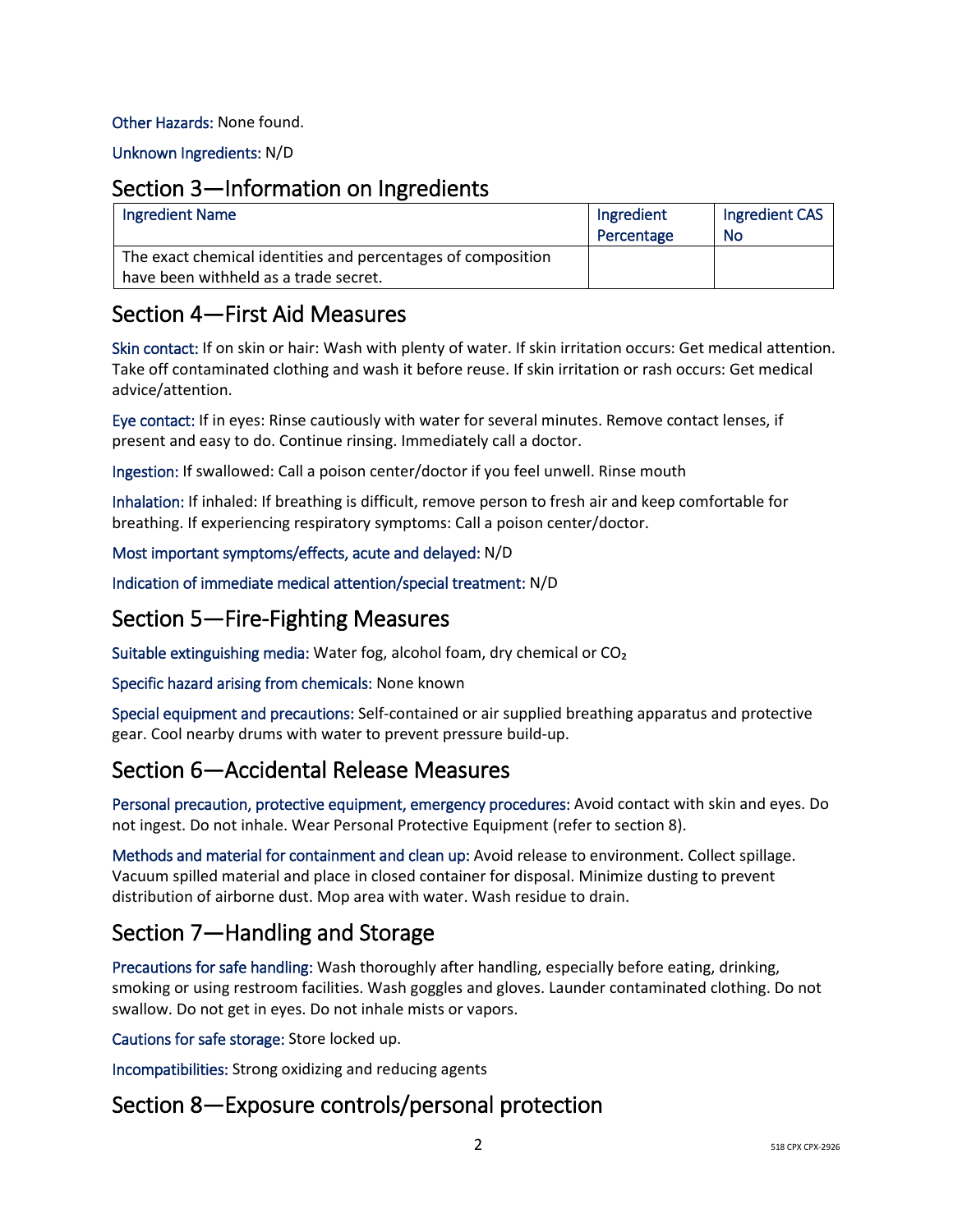Other Hazards: None found.

Unknown Ingredients: N/D

## Section 3—Information on Ingredients

| Ingredient Name | Ingredient Percentage | Ingredient CAS No |
|---|---|---|
| The exact chemical identities and percentages of composition have been withheld as a trade secret. | | |

## Section 4—First Aid Measures

Skin contact: If on skin or hair: Wash with plenty of water. If skin irritation occurs: Get medical attention. Take off contaminated clothing and wash it before reuse. If skin irritation or rash occurs: Get medical advice/attention.

Eye contact: If in eyes: Rinse cautiously with water for several minutes. Remove contact lenses, if present and easy to do. Continue rinsing. Immediately call a doctor.

Ingestion: If swallowed: Call a poison center/doctor if you feel unwell. Rinse mouth

Inhalation: If inhaled: If breathing is difficult, remove person to fresh air and keep comfortable for breathing. If experiencing respiratory symptoms: Call a poison center/doctor.

Most important symptoms/effects, acute and delayed: N/D

Indication of immediate medical attention/special treatment: N/D

## Section 5—Fire-Fighting Measures

Suitable extinguishing media: Water fog, alcohol foam, dry chemical or $CO_2$

Specific hazard arising from chemicals: None known

Special equipment and precautions: Self-contained or air supplied breathing apparatus and protective gear. Cool nearby drums with water to prevent pressure build-up.

## Section 6—Accidental Release Measures

Personal precaution, protective equipment, emergency procedures: Avoid contact with skin and eyes. Do not ingest. Do not inhale. Wear Personal Protective Equipment (refer to section 8).

Methods and material for containment and clean up: Avoid release to environment. Collect spillage. Vacuum spilled material and place in closed container for disposal. Minimize dusting to prevent distribution of airborne dust. Mop area with water. Wash residue to drain.

## Section 7—Handling and Storage

Precautions for safe handling: Wash thoroughly after handling, especially before eating, drinking, smoking or using restroom facilities. Wash goggles and gloves. Launder contaminated clothing. Do not swallow. Do not get in eyes. Do not inhale mists or vapors.

Cautions for safe storage: Store locked up.

Incompatibilities: Strong oxidizing and reducing agents

## Section 8—Exposure controls/personal protection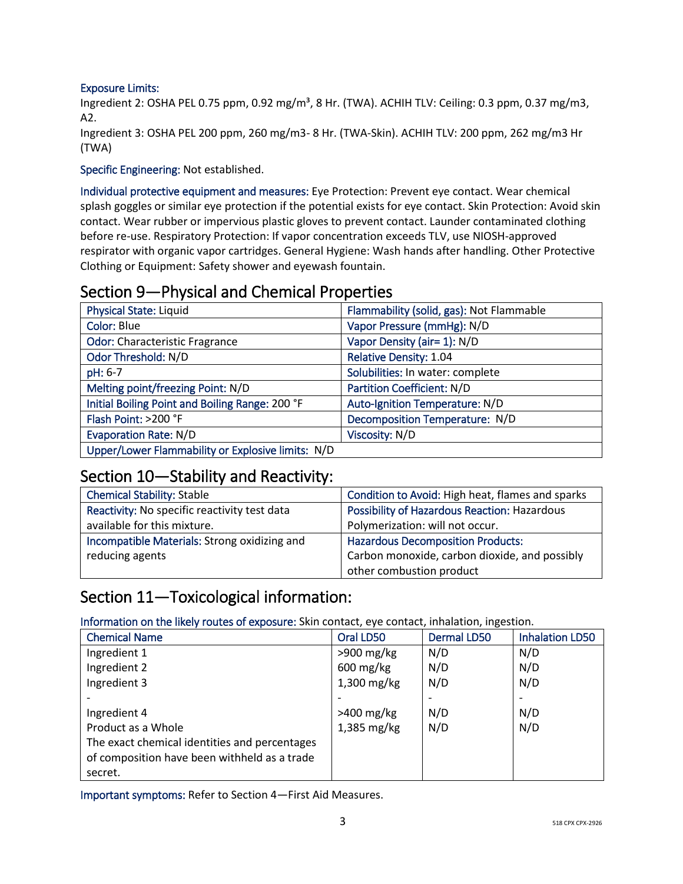Exposure Limits:
Ingredient 2: OSHA PEL 0.75 ppm, 0.92 mg/m³, 8 Hr. (TWA). ACHIH TLV: Ceiling: 0.3 ppm, 0.37 mg/m3, A2.
Ingredient 3: OSHA PEL 200 ppm, 260 mg/m3- 8 Hr. (TWA-Skin). ACHIH TLV: 200 ppm, 262 mg/m3 Hr (TWA)

Specific Engineering: Not established.

Individual protective equipment and measures: Eye Protection: Prevent eye contact. Wear chemical splash goggles or similar eye protection if the potential exists for eye contact. Skin Protection: Avoid skin contact. Wear rubber or impervious plastic gloves to prevent contact. Launder contaminated clothing before re-use. Respiratory Protection: If vapor concentration exceeds TLV, use NIOSH-approved respirator with organic vapor cartridges. General Hygiene: Wash hands after handling. Other Protective Clothing or Equipment: Safety shower and eyewash fountain.

## Section 9—Physical and Chemical Properties

| | |
|---|---|
| Physical State: Liquid | Flammability (solid, gas): Not Flammable |
| Color: Blue | Vapor Pressure (mmHg): N/D |
| Odor: Characteristic Fragrance | Vapor Density (air= 1): N/D |
| Odor Threshold: N/D | Relative Density: 1.04 |
| pH: 6-7 | Solubilities: In water: complete |
| Melting point/freezing Point: N/D | Partition Coefficient: N/D |
| Initial Boiling Point and Boiling Range: 200 °F | Auto-Ignition Temperature: N/D |
| Flash Point: >200 °F | Decomposition Temperature: N/D |
| Evaporation Rate: N/D | Viscosity: N/D |
| Upper/Lower Flammability or Explosive limits: N/D | |

## Section 10—Stability and Reactivity:

| | |
|---|---|
| Chemical Stability: Stable | Condition to Avoid: High heat, flames and sparks |
| Reactivity: No specific reactivity test data available for this mixture. | Possibility of Hazardous Reaction: Hazardous Polymerization: will not occur. |
| Incompatible Materials: Strong oxidizing and reducing agents | Hazardous Decomposition Products: Carbon monoxide, carbon dioxide, and possibly other combustion product |

## Section 11—Toxicological information:

Information on the likely routes of exposure: Skin contact, eye contact, inhalation, ingestion.

| Chemical Name | Oral LD50 | Dermal LD50 | Inhalation LD50 |
|---|---|---|---|
| Ingredient 1 | >900 mg/kg | N/D | N/D |
| Ingredient 2 | 600 mg/kg | N/D | N/D |
| Ingredient 3 | 1,300 mg/kg | N/D | N/D |
| - | - | - | - |
| Ingredient 4 | >400 mg/kg | N/D | N/D |
| Product as a Whole | 1,385 mg/kg | N/D | N/D |
| The exact chemical identities and percentages of composition have been withheld as a trade secret. | | | |

Important symptoms: Refer to Section 4—First Aid Measures.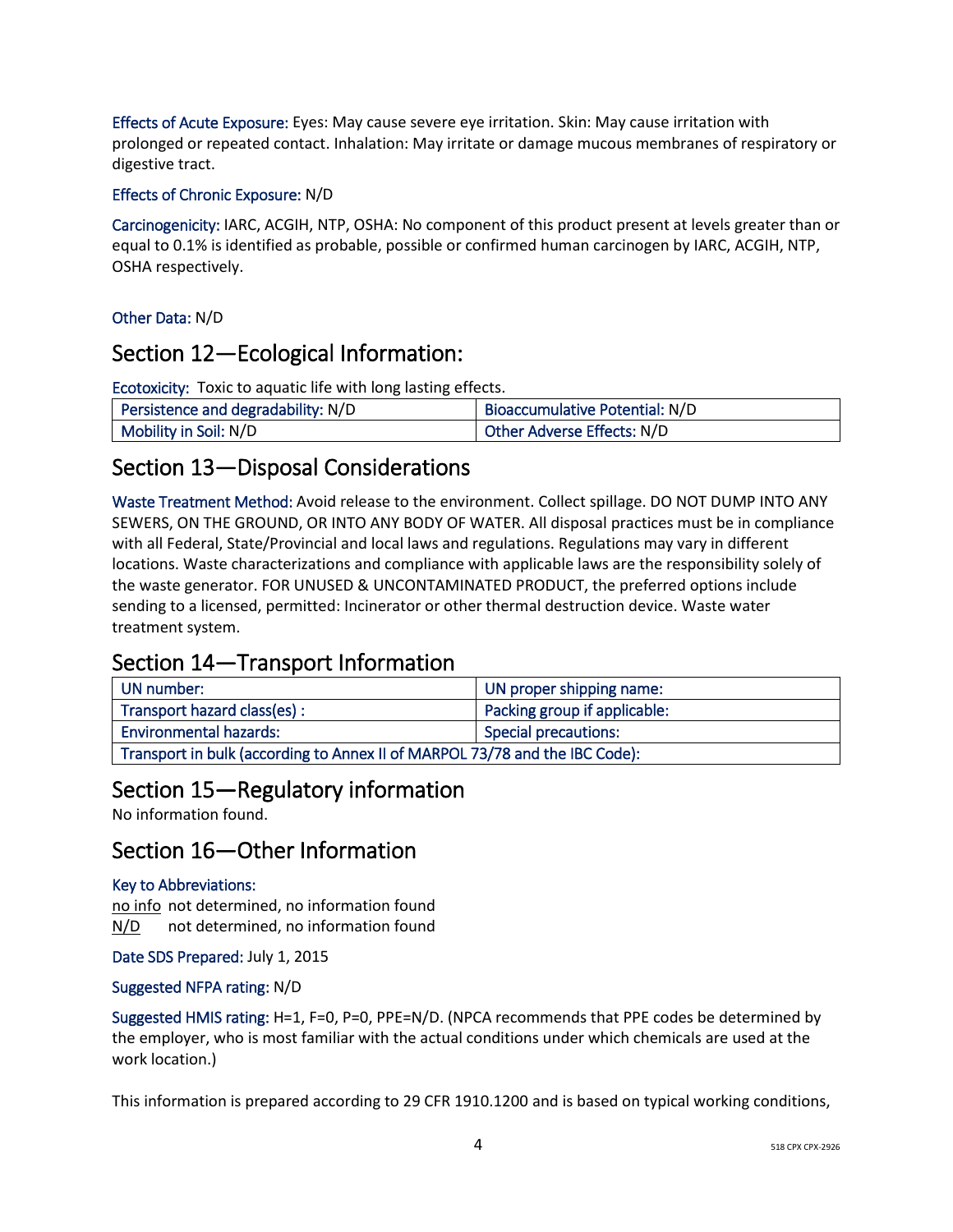**Effects of Acute Exposure:** Eyes: May cause severe eye irritation. Skin: May cause irritation with prolonged or repeated contact. Inhalation: May irritate or damage mucous membranes of respiratory or digestive tract.

**Effects of Chronic Exposure:** N/D

**Carcinogenicity:** IARC, ACGIH, NTP, OSHA: No component of this product present at levels greater than or equal to 0.1% is identified as probable, possible or confirmed human carcinogen by IARC, ACGIH, NTP, OSHA respectively.

**Other Data:** N/D

## Section 12—Ecological Information:

**Ecotoxicity:** Toxic to aquatic life with long lasting effects.

| | |
|---|---|
| Persistence and degradability: N/D | Bioaccumulative Potential: N/D |
| Mobility in Soil: N/D | Other Adverse Effects: N/D |

## Section 13—Disposal Considerations

**Waste Treatment Method:** Avoid release to the environment. Collect spillage. DO NOT DUMP INTO ANY SEWERS, ON THE GROUND, OR INTO ANY BODY OF WATER. All disposal practices must be in compliance with all Federal, State/Provincial and local laws and regulations. Regulations may vary in different locations. Waste characterizations and compliance with applicable laws are the responsibility solely of the waste generator. FOR UNUSED & UNCONTAMINATED PRODUCT, the preferred options include sending to a licensed, permitted: Incinerator or other thermal destruction device. Waste water treatment system.

## Section 14—Transport Information

| | |
|---|---|
| UN number: | UN proper shipping name: |
| Transport hazard class(es) : | Packing group if applicable: |
| Environmental hazards: | Special precautions: |
| Transport in bulk (according to Annex II of MARPOL 73/78 and the IBC Code): | |

## Section 15—Regulatory information

No information found.

## Section 16—Other Information

**Key to Abbreviations:**

no info not determined, no information found
N/D not determined, no information found

**Date SDS Prepared:** July 1, 2015

**Suggested NFPA rating:** N/D

**Suggested HMIS rating:** H=1, F=0, P=0, PPE=N/D. (NPCA recommends that PPE codes be determined by the employer, who is most familiar with the actual conditions under which chemicals are used at the work location.)

This information is prepared according to 29 CFR 1910.1200 and is based on typical working conditions,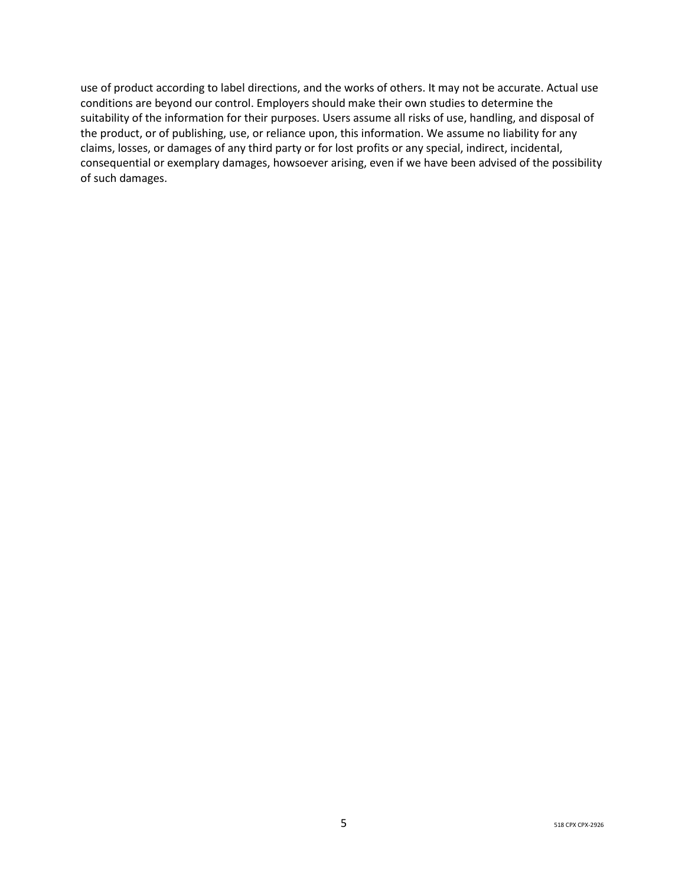use of product according to label directions, and the works of others. It may not be accurate. Actual use conditions are beyond our control. Employers should make their own studies to determine the suitability of the information for their purposes. Users assume all risks of use, handling, and disposal of the product, or of publishing, use, or reliance upon, this information. We assume no liability for any claims, losses, or damages of any third party or for lost profits or any special, indirect, incidental, consequential or exemplary damages, howsoever arising, even if we have been advised of the possibility of such damages.